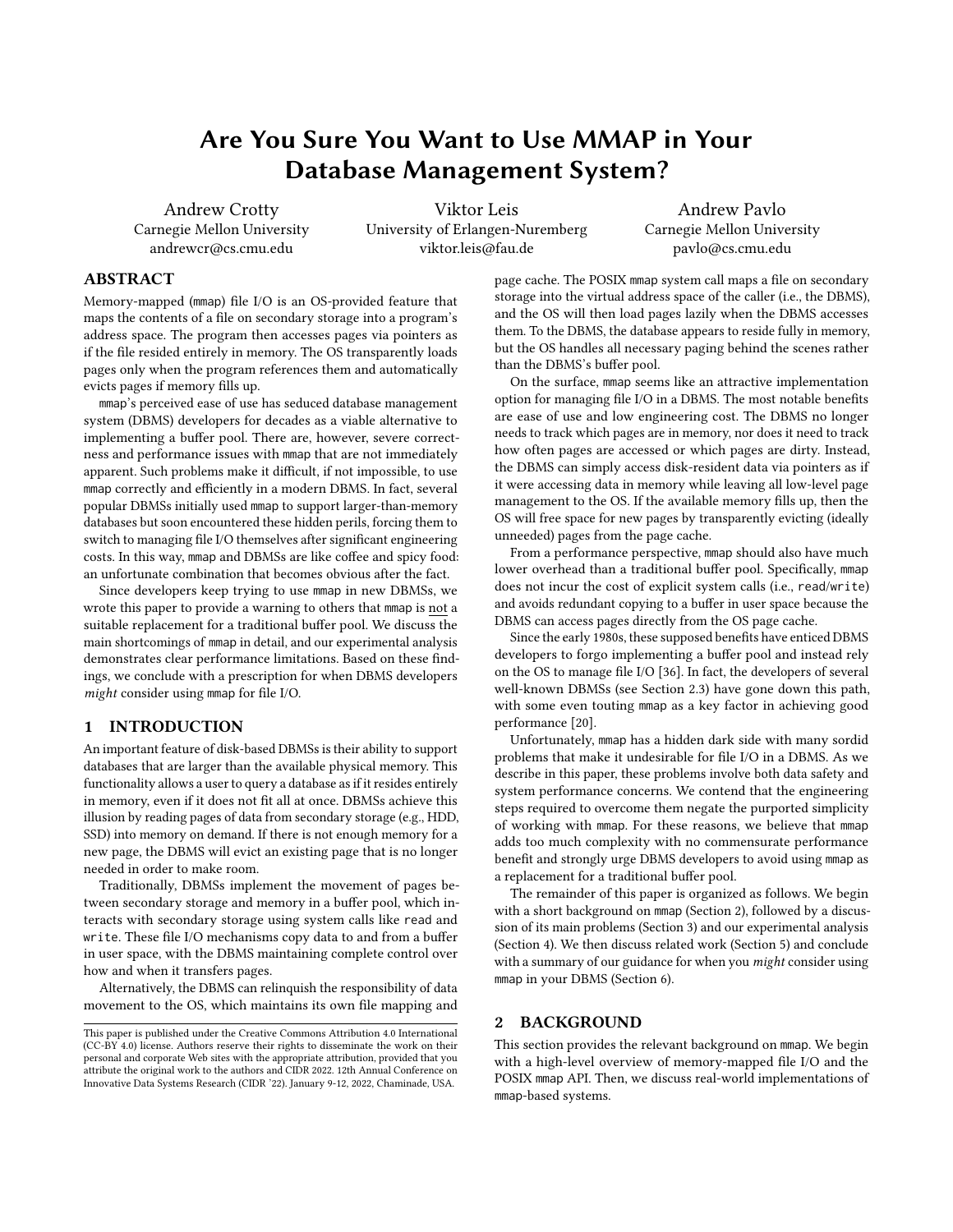# Are You Sure You Want to Use MMAP in Your Database Management System?

Andrew Crotty
Carnegie Mellon University
andrewcr@cs.cmu.edu

Viktor Leis
University of Erlangen-Nuremberg
viktor.leis@fau.de

Andrew Pavlo
Carnegie Mellon University
pavlo@cs.cmu.edu

## ABSTRACT

Memory-mapped (mmap) file I/O is an OS-provided feature that maps the contents of a file on secondary storage into a program's address space. The program then accesses pages via pointers as if the file resided entirely in memory. The OS transparently loads pages only when the program references them and automatically evicts pages if memory fills up.

mmap's perceived ease of use has seduced database management system (DBMS) developers for decades as a viable alternative to implementing a buffer pool. There are, however, severe correctness and performance issues with mmap that are not immediately apparent. Such problems make it difficult, if not impossible, to use mmap correctly and efficiently in a modern DBMS. In fact, several popular DBMSs initially used mmap to support larger-than-memory databases but soon encountered these hidden perils, forcing them to switch to managing file I/O themselves after significant engineering costs. In this way, mmap and DBMSs are like coffee and spicy food: an unfortunate combination that becomes obvious after the fact.

Since developers keep trying to use mmap in new DBMSs, we wrote this paper to provide a warning to others that mmap is not a suitable replacement for a traditional buffer pool. We discuss the main shortcomings of mmap in detail, and our experimental analysis demonstrates clear performance limitations. Based on these findings, we conclude with a prescription for when DBMS developers *might* consider using mmap for file I/O.

## 1 INTRODUCTION

An important feature of disk-based DBMSs is their ability to support databases that are larger than the available physical memory. This functionality allows a user to query a database as if it resides entirely in memory, even if it does not fit all at once. DBMSs achieve this illusion by reading pages of data from secondary storage (e.g., HDD, SSD) into memory on demand. If there is not enough memory for a new page, the DBMS will evict an existing page that is no longer needed in order to make room.

Traditionally, DBMSs implement the movement of pages between secondary storage and memory in a buffer pool, which interacts with secondary storage using system calls like read and write. These file I/O mechanisms copy data to and from a buffer in user space, with the DBMS maintaining complete control over how and when it transfers pages.

Alternatively, the DBMS can relinquish the responsibility of data movement to the OS, which maintains its own file mapping and page cache. The POSIX mmap system call maps a file on secondary storage into the virtual address space of the caller (i.e., the DBMS), and the OS will then load pages lazily when the DBMS accesses them. To the DBMS, the database appears to reside fully in memory, but the OS handles all necessary paging behind the scenes rather than the DBMS's buffer pool.

On the surface, mmap seems like an attractive implementation option for managing file I/O in a DBMS. The most notable benefits are ease of use and low engineering cost. The DBMS no longer needs to track which pages are in memory, nor does it need to track how often pages are accessed or which pages are dirty. Instead, the DBMS can simply access disk-resident data via pointers as if it were accessing data in memory while leaving all low-level page management to the OS. If the available memory fills up, then the OS will free space for new pages by transparently evicting (ideally unneeded) pages from the page cache.

From a performance perspective, mmap should also have much lower overhead than a traditional buffer pool. Specifically, mmap does not incur the cost of explicit system calls (i.e., read/write) and avoids redundant copying to a buffer in user space because the DBMS can access pages directly from the OS page cache.

Since the early 1980s, these supposed benefits have enticed DBMS developers to forgo implementing a buffer pool and instead rely on the OS to manage file I/O [36]. In fact, the developers of several well-known DBMSs (see Section 2.3) have gone down this path, with some even touting mmap as a key factor in achieving good performance [20].

Unfortunately, mmap has a hidden dark side with many sordid problems that make it undesirable for file I/O in a DBMS. As we describe in this paper, these problems involve both data safety and system performance concerns. We contend that the engineering steps required to overcome them negate the purported simplicity of working with mmap. For these reasons, we believe that mmap adds too much complexity with no commensurate performance benefit and strongly urge DBMS developers to avoid using mmap as a replacement for a traditional buffer pool.

The remainder of this paper is organized as follows. We begin with a short background on mmap (Section 2), followed by a discussion of its main problems (Section 3) and our experimental analysis (Section 4). We then discuss related work (Section 5) and conclude with a summary of our guidance for when you *might* consider using mmap in your DBMS (Section 6).

## 2 BACKGROUND

This section provides the relevant background on mmap. We begin with a high-level overview of memory-mapped file I/O and the POSIX mmap API. Then, we discuss real-world implementations of mmap-based systems.

This paper is published under the Creative Commons Attribution 4.0 International (CC-BY 4.0) license. Authors reserve their rights to disseminate the work on their personal and corporate Web sites with the appropriate attribution, provided that you attribute the original work to the authors and CIDR 2022. 12th Annual Conference on Innovative Data Systems Research (CIDR '22). January 9-12, 2022, Chaminade, USA.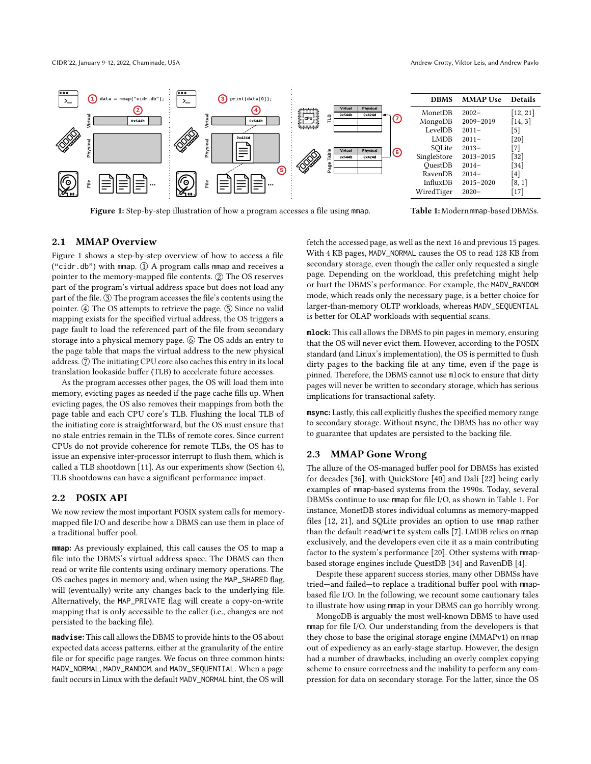Figure 1: Step-by-step illustration of how a program accesses a file using mmap.

| DBMS | MMAP Use | Details |
|---|---|---|
| MonetDB | 2002– | [12, 21] |
| MongoDB | 2009–2019 | [14, 3] |
| LevelDB | 2011– | [5] |
| LMDB | 2011– | [20] |
| SQLite | 2013– | [7] |
| SingleStore | 2013–2015 | [32] |
| QuestDB | 2014– | [34] |
| RavenDB | 2014– | [4] |
| InfluxDB | 2015–2020 | [8, 1] |
| WiredTiger | 2020– | [17] |

**Table 1:** Modern mmap-based DBMSs.

## 2.1 MMAP Overview

Figure 1 shows a step-by-step overview of how to access a file ("cidr.db") with mmap. ① A program calls mmap and receives a pointer to the memory-mapped file contents. ② The OS reserves part of the program's virtual address space but does not load any part of the file. ③ The program accesses the file's contents using the pointer. ④ The OS attempts to retrieve the page. ⑤ Since no valid mapping exists for the specified virtual address, the OS triggers a page fault to load the referenced part of the file from secondary storage into a physical memory page. ⑥ The OS adds an entry to the page table that maps the virtual address to the new physical address. ⑦ The initiating CPU core also caches this entry in its local translation lookaside buffer (TLB) to accelerate future accesses.

As the program accesses other pages, the OS will load them into memory, evicting pages as needed if the page cache fills up. When evicting pages, the OS also removes their mappings from both the page table and each CPU core's TLB. Flushing the local TLB of the initiating core is straightforward, but the OS must ensure that no stale entries remain in the TLBs of remote cores. Since current CPUs do not provide coherence for remote TLBs, the OS has to issue an expensive inter-processor interrupt to flush them, which is called a TLB shootdown [11]. As our experiments show (Section 4), TLB shootdowns can have a significant performance impact.

## 2.2 POSIX API

We now review the most important POSIX system calls for memory-mapped file I/O and describe how a DBMS can use them in place of a traditional buffer pool.

**mmap:** As previously explained, this call causes the OS to map a file into the DBMS's virtual address space. The DBMS can then read or write file contents using ordinary memory operations. The OS caches pages in memory and, when using the MAP_SHARED flag, will (eventually) write any changes back to the underlying file. Alternatively, the MAP_PRIVATE flag will create a copy-on-write mapping that is only accessible to the caller (i.e., changes are not persisted to the backing file).

**madvise:** This call allows the DBMS to provide hints to the OS about expected data access patterns, either at the granularity of the entire file or for specific page ranges. We focus on three common hints: MADV_NORMAL, MADV_RANDOM, and MADV_SEQUENTIAL. When a page fault occurs in Linux with the default MADV_NORMAL hint, the OS will fetch the accessed page, as well as the next 16 and previous 15 pages. With 4 KB pages, MADV_NORMAL causes the OS to read 128 KB from secondary storage, even though the caller only requested a single page. Depending on the workload, this prefetching might help or hurt the DBMS's performance. For example, the MADV_RANDOM mode, which reads only the necessary page, is a better choice for larger-than-memory OLTP workloads, whereas MADV_SEQUENTIAL is better for OLAP workloads with sequential scans.

**mlock:** This call allows the DBMS to pin pages in memory, ensuring that the OS will never evict them. However, according to the POSIX standard (and Linux's implementation), the OS is permitted to flush dirty pages to the backing file at any time, even if the page is pinned. Therefore, the DBMS cannot use mlock to ensure that dirty pages will never be written to secondary storage, which has serious implications for transactional safety.

**msync:** Lastly, this call explicitly flushes the specified memory range to secondary storage. Without msync, the DBMS has no other way to guarantee that updates are persisted to the backing file.

## 2.3 MMAP Gone Wrong

The allure of the OS-managed buffer pool for DBMSs has existed for decades [36], with QuickStore [40] and Dalí [22] being early examples of mmap-based systems from the 1990s. Today, several DBMSs continue to use mmap for file I/O, as shown in Table 1. For instance, MonetDB stores individual columns as memory-mapped files [12, 21], and SQLite provides an option to use mmap rather than the default read/write system calls [7]. LMDB relies on mmap exclusively, and the developers even cite it as a main contributing factor to the system's performance [20]. Other systems with mmap-based storage engines include QuestDB [34] and RavenDB [4].

Despite these apparent success stories, many other DBMSs have tried—and failed—to replace a traditional buffer pool with mmap-based file I/O. In the following, we recount some cautionary tales to illustrate how using mmap in your DBMS can go horribly wrong.

MongoDB is arguably the most well-known DBMS to have used mmap for file I/O. Our understanding from the developers is that they chose to base the original storage engine (MMAPv1) on mmap out of expediency as an early-stage startup. However, the design had a number of drawbacks, including an overly complex copying scheme to ensure correctness and the inability to perform any compression for data on secondary storage. For the latter, since the OS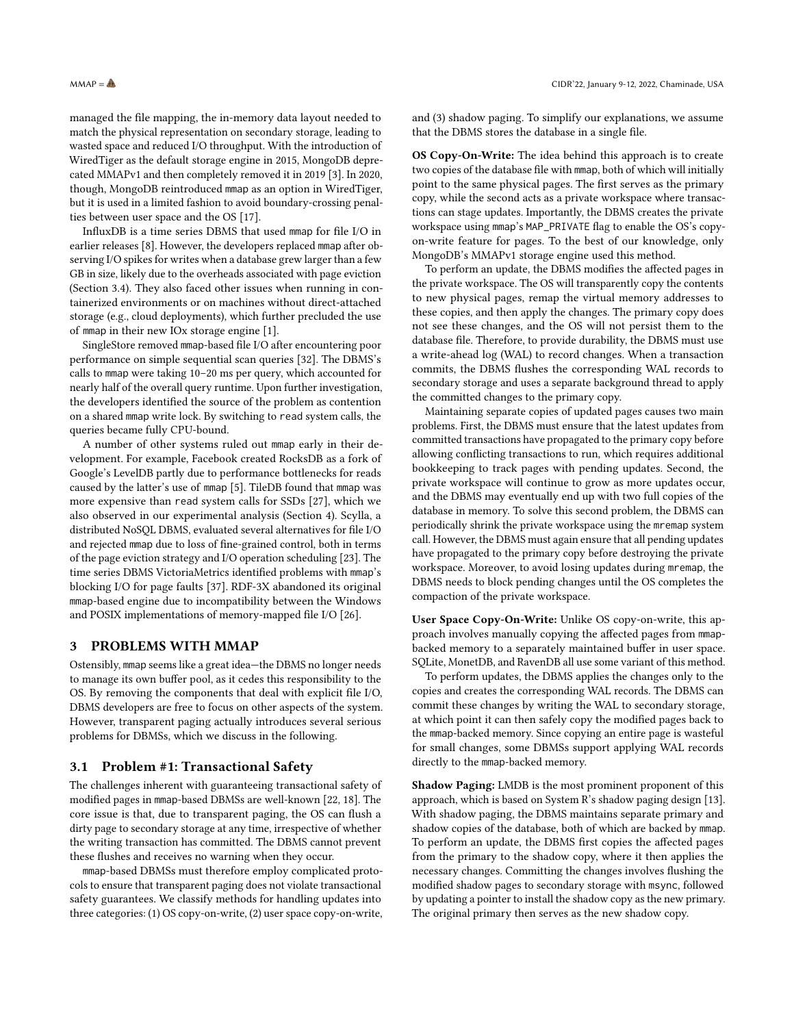managed the file mapping, the in-memory data layout needed to match the physical representation on secondary storage, leading to wasted space and reduced I/O throughput. With the introduction of WiredTiger as the default storage engine in 2015, MongoDB deprecated MMAPv1 and then completely removed it in 2019 [3]. In 2020, though, MongoDB reintroduced mmap as an option in WiredTiger, but it is used in a limited fashion to avoid boundary-crossing penalties between user space and the OS [17].

InfluxDB is a time series DBMS that used mmap for file I/O in earlier releases [8]. However, the developers replaced mmap after observing I/O spikes for writes when a database grew larger than a few GB in size, likely due to the overheads associated with page eviction (Section 3.4). They also faced other issues when running in containerized environments or on machines without direct-attached storage (e.g., cloud deployments), which further precluded the use of mmap in their new IOx storage engine [1].

SingleStore removed mmap-based file I/O after encountering poor performance on simple sequential scan queries [32]. The DBMS's calls to mmap were taking 10–20 ms per query, which accounted for nearly half of the overall query runtime. Upon further investigation, the developers identified the source of the problem as contention on a shared mmap write lock. By switching to read system calls, the queries became fully CPU-bound.

A number of other systems ruled out mmap early in their development. For example, Facebook created RocksDB as a fork of Google's LevelDB partly due to performance bottlenecks for reads caused by the latter's use of mmap [5]. TileDB found that mmap was more expensive than read system calls for SSDs [27], which we also observed in our experimental analysis (Section 4). Scylla, a distributed NoSQL DBMS, evaluated several alternatives for file I/O and rejected mmap due to loss of fine-grained control, both in terms of the page eviction strategy and I/O operation scheduling [23]. The time series DBMS VictoriaMetrics identified problems with mmap's blocking I/O for page faults [37]. RDF-3X abandoned its original mmap-based engine due to incompatibility between the Windows and POSIX implementations of memory-mapped file I/O [26].

## 3 PROBLEMS WITH MMAP

Ostensibly, mmap seems like a great idea—the DBMS no longer needs to manage its own buffer pool, as it cedes this responsibility to the OS. By removing the components that deal with explicit file I/O, DBMS developers are free to focus on other aspects of the system. However, transparent paging actually introduces several serious problems for DBMSs, which we discuss in the following.

### 3.1 Problem #1: Transactional Safety

The challenges inherent with guaranteeing transactional safety of modified pages in mmap-based DBMSs are well-known [22, 18]. The core issue is that, due to transparent paging, the OS can flush a dirty page to secondary storage at any time, irrespective of whether the writing transaction has committed. The DBMS cannot prevent these flushes and receives no warning when they occur.

mmap-based DBMSs must therefore employ complicated protocols to ensure that transparent paging does not violate transactional safety guarantees. We classify methods for handling updates into three categories: (1) OS copy-on-write, (2) user space copy-on-write, and (3) shadow paging. To simplify our explanations, we assume that the DBMS stores the database in a single file.

**OS Copy-On-Write:** The idea behind this approach is to create two copies of the database file with mmap, both of which will initially point to the same physical pages. The first serves as the primary copy, while the second acts as a private workspace where transactions can stage updates. Importantly, the DBMS creates the private workspace using mmap's MAP_PRIVATE flag to enable the OS's copy-on-write feature for pages. To the best of our knowledge, only MongoDB's MMAPv1 storage engine used this method.

To perform an update, the DBMS modifies the affected pages in the private workspace. The OS will transparently copy the contents to new physical pages, remap the virtual memory addresses to these copies, and then apply the changes. The primary copy does not see these changes, and the OS will not persist them to the database file. Therefore, to provide durability, the DBMS must use a write-ahead log (WAL) to record changes. When a transaction commits, the DBMS flushes the corresponding WAL records to secondary storage and uses a separate background thread to apply the committed changes to the primary copy.

Maintaining separate copies of updated pages causes two main problems. First, the DBMS must ensure that the latest updates from committed transactions have propagated to the primary copy before allowing conflicting transactions to run, which requires additional bookkeeping to track pages with pending updates. Second, the private workspace will continue to grow as more updates occur, and the DBMS may eventually end up with two full copies of the database in memory. To solve this second problem, the DBMS can periodically shrink the private workspace using the mremap system call. However, the DBMS must again ensure that all pending updates have propagated to the primary copy before destroying the private workspace. Moreover, to avoid losing updates during mremap, the DBMS needs to block pending changes until the OS completes the compaction of the private workspace.

**User Space Copy-On-Write:** Unlike OS copy-on-write, this approach involves manually copying the affected pages from mmap-backed memory to a separately maintained buffer in user space. SQLite, MonetDB, and RavenDB all use some variant of this method.

To perform updates, the DBMS applies the changes only to the copies and creates the corresponding WAL records. The DBMS can commit these changes by writing the WAL to secondary storage, at which point it can then safely copy the modified pages back to the mmap-backed memory. Since copying an entire page is wasteful for small changes, some DBMSs support applying WAL records directly to the mmap-backed memory.

**Shadow Paging:** LMDB is the most prominent proponent of this approach, which is based on System R's shadow paging design [13]. With shadow paging, the DBMS maintains separate primary and shadow copies of the database, both of which are backed by mmap. To perform an update, the DBMS first copies the affected pages from the primary to the shadow copy, where it then applies the necessary changes. Committing the changes involves flushing the modified shadow pages to secondary storage with msync, followed by updating a pointer to install the shadow copy as the new primary. The original primary then serves as the new shadow copy.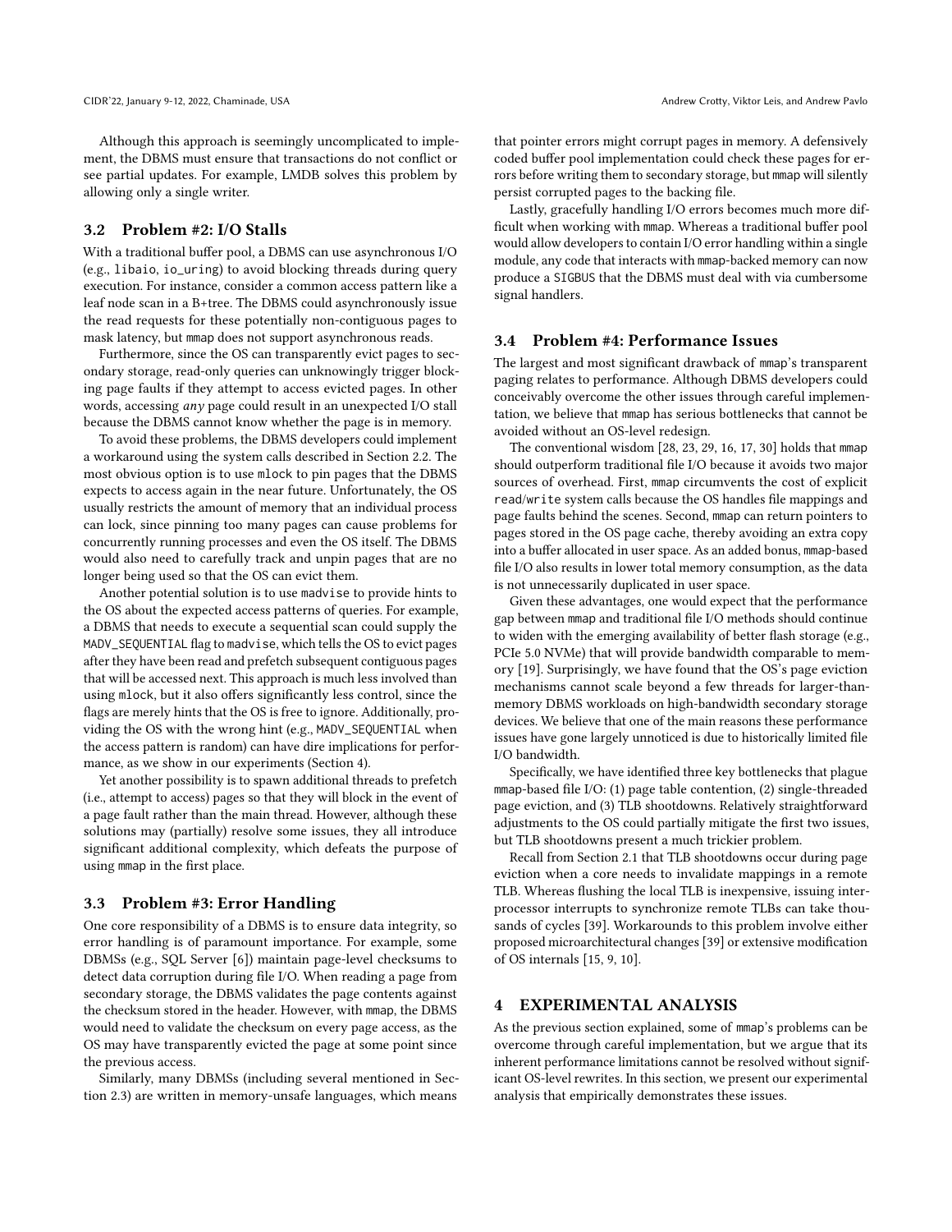Although this approach is seemingly uncomplicated to implement, the DBMS must ensure that transactions do not conflict or see partial updates. For example, LMDB solves this problem by allowing only a single writer.

### 3.2 Problem #2: I/O Stalls

With a traditional buffer pool, a DBMS can use asynchronous I/O (e.g., `libaio`, `io_uring`) to avoid blocking threads during query execution. For instance, consider a common access pattern like a leaf node scan in a B+tree. The DBMS could asynchronously issue the read requests for these potentially non-contiguous pages to mask latency, but `mmap` does not support asynchronous reads.

Furthermore, since the OS can transparently evict pages to secondary storage, read-only queries can unknowingly trigger blocking page faults if they attempt to access evicted pages. In other words, accessing *any* page could result in an unexpected I/O stall because the DBMS cannot know whether the page is in memory.

To avoid these problems, the DBMS developers could implement a workaround using the system calls described in Section 2.2. The most obvious option is to use `mlock` to pin pages that the DBMS expects to access again in the near future. Unfortunately, the OS usually restricts the amount of memory that an individual process can lock, since pinning too many pages can cause problems for concurrently running processes and even the OS itself. The DBMS would also need to carefully track and unpin pages that are no longer being used so that the OS can evict them.

Another potential solution is to use `madvise` to provide hints to the OS about the expected access patterns of queries. For example, a DBMS that needs to execute a sequential scan could supply the `MADV_SEQUENTIAL` flag to `madvise`, which tells the OS to evict pages after they have been read and prefetch subsequent contiguous pages that will be accessed next. This approach is much less involved than using `mlock`, but it also offers significantly less control, since the flags are merely hints that the OS is free to ignore. Additionally, providing the OS with the wrong hint (e.g., `MADV_SEQUENTIAL` when the access pattern is random) can have dire implications for performance, as we show in our experiments (Section 4).

Yet another possibility is to spawn additional threads to prefetch (i.e., attempt to access) pages so that they will block in the event of a page fault rather than the main thread. However, although these solutions may (partially) resolve some issues, they all introduce significant additional complexity, which defeats the purpose of using `mmap` in the first place.

### 3.3 Problem #3: Error Handling

One core responsibility of a DBMS is to ensure data integrity, so error handling is of paramount importance. For example, some DBMSs (e.g., SQL Server [6]) maintain page-level checksums to detect data corruption during file I/O. When reading a page from secondary storage, the DBMS validates the page contents against the checksum stored in the header. However, with `mmap`, the DBMS would need to validate the checksum on every page access, as the OS may have transparently evicted the page at some point since the previous access.

Similarly, many DBMSs (including several mentioned in Section 2.3) are written in memory-unsafe languages, which means that pointer errors might corrupt pages in memory. A defensively coded buffer pool implementation could check these pages for errors before writing them to secondary storage, but `mmap` will silently persist corrupted pages to the backing file.

Lastly, gracefully handling I/O errors becomes much more difficult when working with `mmap`. Whereas a traditional buffer pool would allow developers to contain I/O error handling within a single module, any code that interacts with `mmap`-backed memory can now produce a `SIGBUS` that the DBMS must deal with via cumbersome signal handlers.

### 3.4 Problem #4: Performance Issues

The largest and most significant drawback of `mmap`'s transparent paging relates to performance. Although DBMS developers could conceivably overcome the other issues through careful implementation, we believe that `mmap` has serious bottlenecks that cannot be avoided without an OS-level redesign.

The conventional wisdom [28, 23, 29, 16, 17, 30] holds that `mmap` should outperform traditional file I/O because it avoids two major sources of overhead. First, `mmap` circumvents the cost of explicit `read`/`write` system calls because the OS handles file mappings and page faults behind the scenes. Second, `mmap` can return pointers to pages stored in the OS page cache, thereby avoiding an extra copy into a buffer allocated in user space. As an added bonus, `mmap`-based file I/O also results in lower total memory consumption, as the data is not unnecessarily duplicated in user space.

Given these advantages, one would expect that the performance gap between `mmap` and traditional file I/O methods should continue to widen with the emerging availability of better flash storage (e.g., PCIe 5.0 NVMe) that will provide bandwidth comparable to memory [19]. Surprisingly, we have found that the OS's page eviction mechanisms cannot scale beyond a few threads for larger-than-memory DBMS workloads on high-bandwidth secondary storage devices. We believe that one of the main reasons these performance issues have gone largely unnoticed is due to historically limited file I/O bandwidth.

Specifically, we have identified three key bottlenecks that plague `mmap`-based file I/O: (1) page table contention, (2) single-threaded page eviction, and (3) TLB shootdowns. Relatively straightforward adjustments to the OS could partially mitigate the first two issues, but TLB shootdowns present a much trickier problem.

Recall from Section 2.1 that TLB shootdowns occur during page eviction when a core needs to invalidate mappings in a remote TLB. Whereas flushing the local TLB is inexpensive, issuing interprocessor interrupts to synchronize remote TLBs can take thousands of cycles [39]. Workarounds to this problem involve either proposed microarchitectural changes [39] or extensive modification of OS internals [15, 9, 10].

## 4 EXPERIMENTAL ANALYSIS

As the previous section explained, some of `mmap`'s problems can be overcome through careful implementation, but we argue that its inherent performance limitations cannot be resolved without significant OS-level rewrites. In this section, we present our experimental analysis that empirically demonstrates these issues.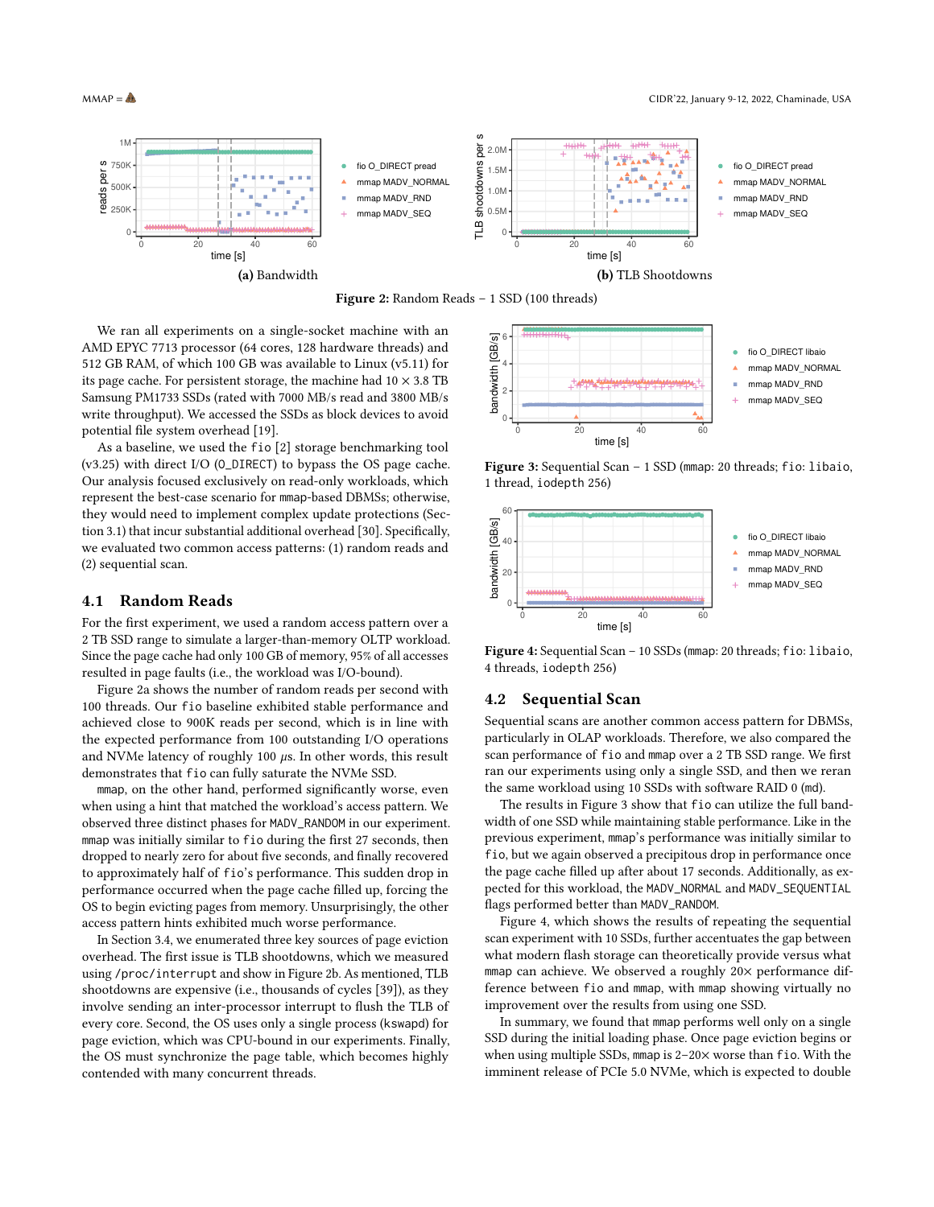**(a)** Bandwidth

**(b)** TLB Shootdowns

**Figure 2:** Random Reads – 1 SSD (100 threads)

We ran all experiments on a single-socket machine with an AMD EPYC 7713 processor (64 cores, 128 hardware threads) and 512 GB RAM, of which 100 GB was available to Linux (v5.11) for its page cache. For persistent storage, the machine had 10 × 3.8 TB Samsung PM1733 SSDs (rated with 7000 MB/s read and 3800 MB/s write throughput). We accessed the SSDs as block devices to avoid potential file system overhead [19].

As a baseline, we used the `fio` [2] storage benchmarking tool (v3.25) with direct I/O (`O_DIRECT`) to bypass the OS page cache. Our analysis focused exclusively on read-only workloads, which represent the best-case scenario for `mmap`-based DBMSs; otherwise, they would need to implement complex update protections (Section 3.1) that incur substantial additional overhead [30]. Specifically, we evaluated two common access patterns: (1) random reads and (2) sequential scan.

## 4.1 Random Reads

For the first experiment, we used a random access pattern over a 2 TB SSD range to simulate a larger-than-memory OLTP workload. Since the page cache had only 100 GB of memory, 95% of all accesses resulted in page faults (i.e., the workload was I/O-bound).

Figure 2a shows the number of random reads per second with 100 threads. Our `fio` baseline exhibited stable performance and achieved close to 900K reads per second, which is in line with the expected performance from 100 outstanding I/O operations and NVMe latency of roughly 100 $\mu$s. In other words, this result demonstrates that `fio` can fully saturate the NVMe SSD.

`mmap`, on the other hand, performed significantly worse, even when using a hint that matched the workload's access pattern. We observed three distinct phases for `MADV_RANDOM` in our experiment. `mmap` was initially similar to `fio` during the first 27 seconds, then dropped to nearly zero for about five seconds, and finally recovered to approximately half of `fio`'s performance. This sudden drop in performance occurred when the page cache filled up, forcing the OS to begin evicting pages from memory. Unsurprisingly, the other access pattern hints exhibited much worse performance.

In Section 3.4, we enumerated three key sources of page eviction overhead. The first issue is TLB shootdowns, which we measured using `/proc/interrupt` and show in Figure 2b. As mentioned, TLB shootdowns are expensive (i.e., thousands of cycles [39]), as they involve sending an inter-processor interrupt to flush the TLB of every core. Second, the OS uses only a single process (`kswapd`) for page eviction, which was CPU-bound in our experiments. Finally, the OS must synchronize the page table, which becomes highly contended with many concurrent threads.

**Figure 3:** Sequential Scan – 1 SSD (`mmap`: 20 threads; `fio`: `libaio`, 1 thread, `iodepth` 256)

**Figure 4:** Sequential Scan – 10 SSDs (`mmap`: 20 threads; `fio`: `libaio`, 4 threads, `iodepth` 256)

## 4.2 Sequential Scan

Sequential scans are another common access pattern for DBMSs, particularly in OLAP workloads. Therefore, we also compared the scan performance of `fio` and `mmap` over a 2 TB SSD range. We first ran our experiments using only a single SSD, and then we reran the same workload using 10 SSDs with software RAID 0 (`md`).

The results in Figure 3 show that `fio` can utilize the full bandwidth of one SSD while maintaining stable performance. Like in the previous experiment, `mmap`'s performance was initially similar to `fio`, but we again observed a precipitous drop in performance once the page cache filled up after about 17 seconds. Additionally, as expected for this workload, the `MADV_NORMAL` and `MADV_SEQUENTIAL` flags performed better than `MADV_RANDOM`.

Figure 4, which shows the results of repeating the sequential scan experiment with 10 SSDs, further accentuates the gap between what modern flash storage can theoretically provide versus what `mmap` can achieve. We observed a roughly 20× performance difference between `fio` and `mmap`, with `mmap` showing virtually no improvement over the results from using one SSD.

In summary, we found that `mmap` performs well only on a single SSD during the initial loading phase. Once page eviction begins or when using multiple SSDs, `mmap` is 2–20× worse than `fio`. With the imminent release of PCIe 5.0 NVMe, which is expected to double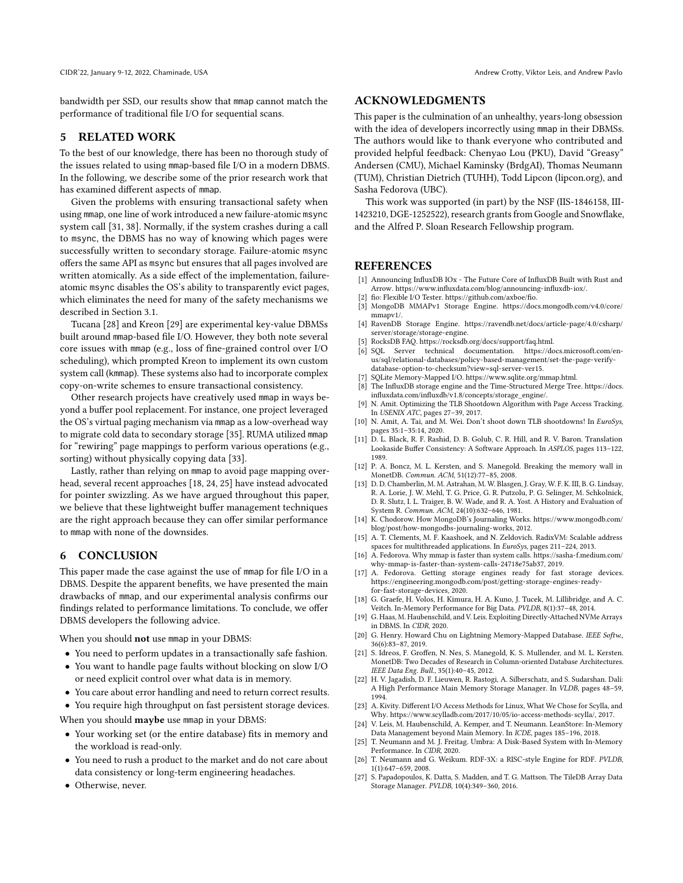bandwidth per SSD, our results show that mmap cannot match the performance of traditional file I/O for sequential scans.

## 5 RELATED WORK

To the best of our knowledge, there has been no thorough study of the issues related to using mmap-based file I/O in a modern DBMS. In the following, we describe some of the prior research work that has examined different aspects of mmap.

Given the problems with ensuring transactional safety when using mmap, one line of work introduced a new failure-atomic msync system call [31, 38]. Normally, if the system crashes during a call to msync, the DBMS has no way of knowing which pages were successfully written to secondary storage. Failure-atomic msync offers the same API as msync but ensures that all pages involved are written atomically. As a side effect of the implementation, failure-atomic msync disables the OS's ability to transparently evict pages, which eliminates the need for many of the safety mechanisms we described in Section 3.1.

Tucana [28] and Kreon [29] are experimental key-value DBMSs built around mmap-based file I/O. However, they both note several core issues with mmap (e.g., loss of fine-grained control over I/O scheduling), which prompted Kreon to implement its own custom system call (kmmap). These systems also had to incorporate complex copy-on-write schemes to ensure transactional consistency.

Other research projects have creatively used mmap in ways beyond a buffer pool replacement. For instance, one project leveraged the OS's virtual paging mechanism via mmap as a low-overhead way to migrate cold data to secondary storage [35]. RUMA utilized mmap for "rewiring" page mappings to perform various operations (e.g., sorting) without physically copying data [33].

Lastly, rather than relying on mmap to avoid page mapping overhead, several recent approaches [18, 24, 25] have instead advocated for pointer swizzling. As we have argued throughout this paper, we believe that these lightweight buffer management techniques are the right approach because they can offer similar performance to mmap with none of the downsides.

## 6 CONCLUSION

This paper made the case against the use of mmap for file I/O in a DBMS. Despite the apparent benefits, we have presented the main drawbacks of mmap, and our experimental analysis confirms our findings related to performance limitations. To conclude, we offer DBMS developers the following advice.

When you should **not** use mmap in your DBMS:

- You need to perform updates in a transactionally safe fashion.
- You want to handle page faults without blocking on slow I/O or need explicit control over what data is in memory.
- You care about error handling and need to return correct results.
- You require high throughput on fast persistent storage devices.

When you should **maybe** use mmap in your DBMS:

- Your working set (or the entire database) fits in memory and the workload is read-only.
- You need to rush a product to the market and do not care about data consistency or long-term engineering headaches.
- Otherwise, never.

## ACKNOWLEDGMENTS

This paper is the culmination of an unhealthy, years-long obsession with the idea of developers incorrectly using mmap in their DBMSs. The authors would like to thank everyone who contributed and provided helpful feedback: Chenyao Lou (PKU), David "Greasy" Andersen (CMU), Michael Kaminsky (BrdgAI), Thomas Neumann (TUM), Christian Dietrich (TUHH), Todd Lipcon (lipcon.org), and Sasha Fedorova (UBC).

This work was supported (in part) by the NSF (IIS-1846158, III-1423210, DGE-1252522), research grants from Google and Snowflake, and the Alfred P. Sloan Research Fellowship program.

## REFERENCES

[1] Announcing InfluxDB IOx - The Future Core of InfluxDB Built with Rust and Arrow. https://www.influxdata.com/blog/announcing-influxdb-iox/.
[2] fio: Flexible I/O Tester. https://github.com/axboe/fio.
[3] MongoDB MMAPv1 Storage Engine. https://docs.mongodb.com/v4.0/core/mmapv1/.
[4] RavenDB Storage Engine. https://ravendb.net/docs/article-page/4.0/csharp/server/storage/storage-engine.
[5] RocksDB FAQ. https://rocksdb.org/docs/support/faq.html.
[6] SQL Server technical documentation. https://docs.microsoft.com/en-us/sql/relational-databases/policy-based-management/set-the-page-verify-database-option-to-checksum?view=sql-server-ver15.
[7] SQLite Memory-Mapped I/O. https://www.sqlite.org/mmap.html.
[8] The InfluxDB storage engine and the Time-Structured Merge Tree. https://docs.influxdata.com/influxdb/v1.8/concepts/storage_engine/.
[9] N. Amit. Optimizing the TLB Shootdown Algorithm with Page Access Tracking. In *USENIX ATC*, pages 27–39, 2017.
[10] N. Amit, A. Tai, and M. Wei. Don't shoot down TLB shootdowns! In *EuroSys*, pages 35:1–35:14, 2020.
[11] D. L. Black, R. F. Rashid, D. B. Golub, C. R. Hill, and R. V. Baron. Translation Lookaside Buffer Consistency: A Software Approach. In *ASPLOS*, pages 113–122, 1989.
[12] P. A. Boncz, M. L. Kersten, and S. Manegold. Breaking the memory wall in MonetDB. *Commun. ACM*, 51(12):77–85, 2008.
[13] D. D. Chamberlin, M. M. Astrahan, M. W. Blasgen, J. Gray, W. F. K. III, B. G. Lindsay, R. A. Lorie, J. W. Mehl, T. G. Price, G. R. Putzolu, P. G. Selinger, M. Schkolnick, D. R. Slutz, I. L. Traiger, B. W. Wade, and R. A. Yost. A History and Evaluation of System R. *Commun. ACM*, 24(10):632–646, 1981.
[14] K. Chodorow. How MongoDB's Journaling Works. https://www.mongodb.com/blog/post/how-mongodbs-journaling-works, 2012.
[15] A. T. Clements, M. F. Kaashoek, and N. Zeldovich. RadixVM: Scalable address spaces for multithreaded applications. In *EuroSys*, pages 211–224, 2013.
[16] A. Fedorova. Why mmap is faster than system calls. https://sasha-f.medium.com/why-mmap-is-faster-than-system-calls-24718e75ab37, 2019.
[17] A. Fedorova. Getting storage engines ready for fast storage devices. https://engineering.mongodb.com/post/getting-storage-engines-ready-for-fast-storage-devices, 2020.
[18] G. Graefe, H. Volos, H. Kimura, H. A. Kuno, J. Tucek, M. Lillibridge, and A. C. Veitch. In-Memory Performance for Big Data. *PVLDB*, 8(1):37–48, 2014.
[19] G. Haas, M. Haubenschild, and V. Leis. Exploiting Directly-Attached NVMe Arrays in DBMS. In *CIDR*, 2020.
[20] G. Henry. Howard Chu on Lightning Memory-Mapped Database. *IEEE Softw.*, 36(6):83–87, 2019.
[21] S. Idreos, F. Groffen, N. Nes, S. Manegold, K. S. Mullender, and M. L. Kersten. MonetDB: Two Decades of Research in Column-oriented Database Architectures. *IEEE Data Eng. Bull.*, 35(1):40–45, 2012.
[22] H. V. Jagadish, D. F. Lieuwen, R. Rastogi, A. Silberschatz, and S. Sudarshan. Dalí: A High Performance Main Memory Storage Manager. In *VLDB*, pages 48–59, 1994.
[23] A. Kivity. Different I/O Access Methods for Linux, What We Chose for Scylla, and Why. https://www.scylladb.com/2017/10/05/io-access-methods-scylla/, 2017.
[24] V. Leis, M. Haubenschild, A. Kemper, and T. Neumann. LeanStore: In-Memory Data Management beyond Main Memory. In *ICDE*, pages 185–196, 2018.
[25] T. Neumann and M. J. Freitag. Umbra: A Disk-Based System with In-Memory Performance. In *CIDR*, 2020.
[26] T. Neumann and G. Weikum. RDF-3X: a RISC-style Engine for RDF. *PVLDB*, 1(1):647–659, 2008.
[27] S. Papadopoulos, K. Datta, S. Madden, and T. G. Mattson. The TileDB Array Data Storage Manager. *PVLDB*, 10(4):349–360, 2016.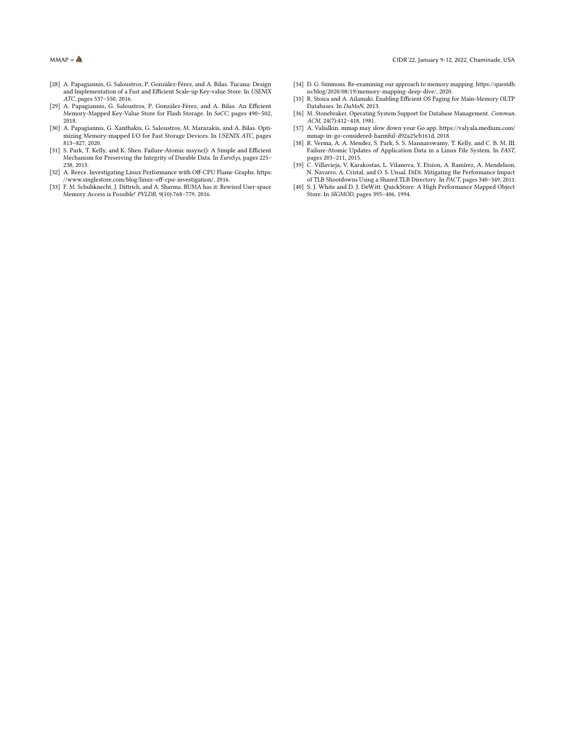[28] A. Papagiannis, G. Saloustros, P. González-Férez, and A. Bilas. Tucana: Design and Implementation of a Fast and Efficient Scale-up Key-value Store. In *USENIX ATC*, pages 537–550, 2016.

[29] A. Papagiannis, G. Saloustros, P. González-Férez, and A. Bilas. An Efficient Memory-Mapped Key-Value Store for Flash Storage. In *SoCC*, pages 490–502, 2018.

[30] A. Papagiannis, G. Xanthakis, G. Saloustros, M. Marazakis, and A. Bilas. Optimizing Memory-mapped I/O for Fast Storage Devices. In *USENIX ATC*, pages 813–827, 2020.

[31] S. Park, T. Kelly, and K. Shen. Failure-Atomic msync(): A Simple and Efficient Mechanism for Preserving the Integrity of Durable Data. In *EuroSys*, pages 225–238, 2013.

[32] A. Reece. Investigating Linux Performance with Off-CPU Flame Graphs. https://www.singlestore.com/blog/linux-off-cpu-investigation/, 2016.

[33] F. M. Schuhknecht, J. Dittrich, and A. Sharma. RUMA has it: Rewired User-space Memory Access is Possible! *PVLDB*, 9(10):768–779, 2016.

[34] D. G. Simmons. Re-examining our approach to memory mapping. https://questdb.io/blog/2020/08/19/memory-mapping-deep-dive/, 2020.

[35] R. Stoica and A. Ailamaki. Enabling Efficient OS Paging for Main-Memory OLTP Databases. In *DaMoN*, 2013.

[36] M. Stonebraker. Operating System Support for Database Management. *Commun. ACM*, 24(7):412–418, 1981.

[37] A. Valialkin. mmap may slow down your Go app. https://valyala.medium.com/mmap-in-go-considered-harmful-d92a25cb161d, 2018.

[38] R. Verma, A. A. Mendez, S. Park, S. S. Mannarswamy, T. Kelly, and C. B. M. III. Failure-Atomic Updates of Application Data in a Linux File System. In *FAST*, pages 203–211, 2015.

[39] C. Villavieja, V. Karakostas, L. Vilanova, Y. Etsion, A. Ramírez, A. Mendelson, N. Navarro, A. Cristal, and O. S. Unsal. DiDi: Mitigating the Performance Impact of TLB Shootdowns Using a Shared TLB Directory. In *PACT*, pages 340–349, 2011.

[40] S. J. White and D. J. DeWitt. QuickStore: A High Performance Mapped Object Store. In *SIGMOD*, pages 395–406, 1994.